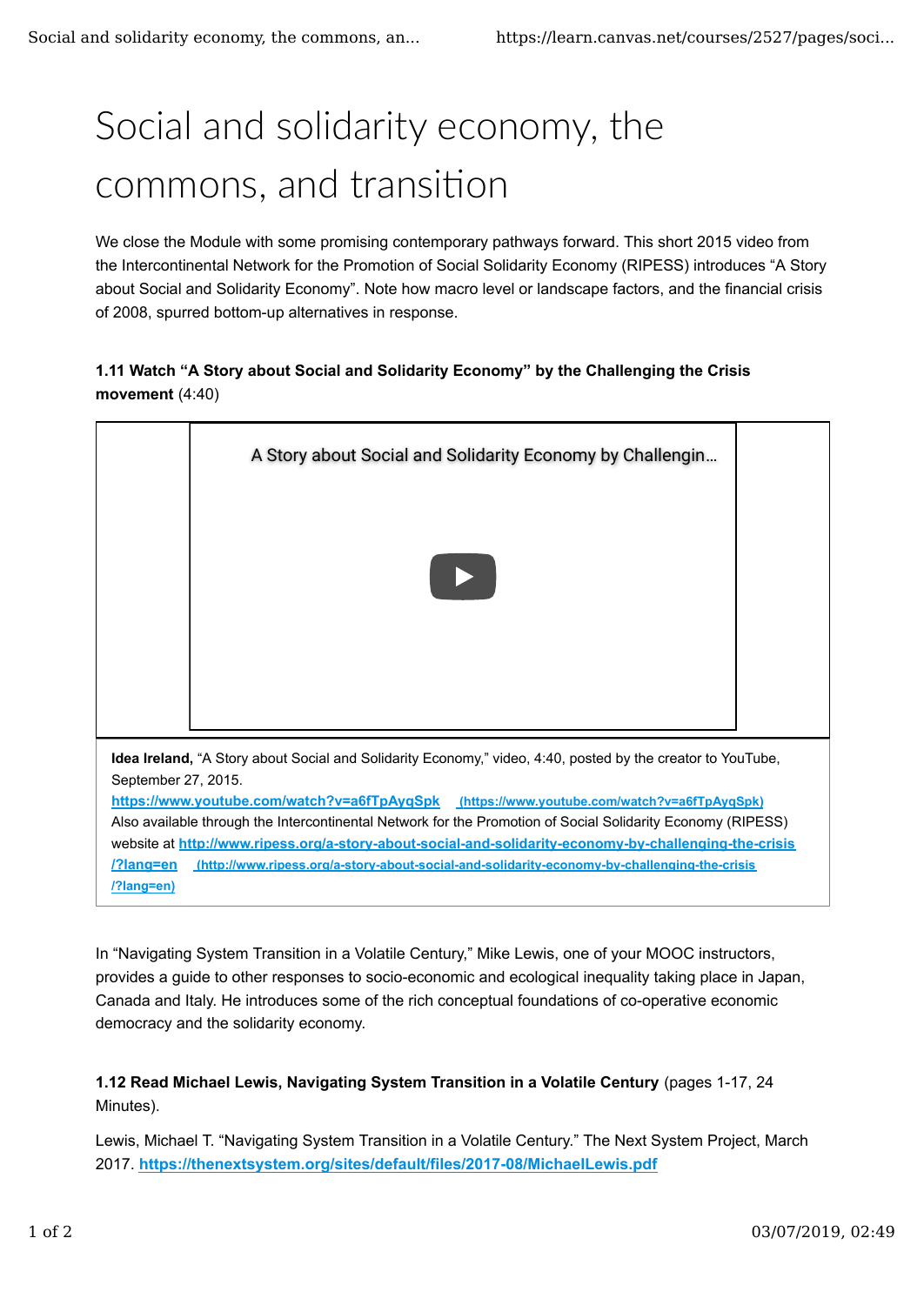# Social and solidarity economy, the commons, and transition

We close the Module with some promising contemporary pathways forward. This short 2015 video from the Intercontinental Network for the Promotion of Social Solidarity Economy (RIPESS) introduces "A Story about Social and Solidarity Economy". Note how macro level or landscape factors, and the financial crisis of 2008, spurred bottom-up alternatives in response.

**1.11 Watch "A Story about Social and Solidarity Economy" by the Challenging the Crisis movement** (4:40)

A Story about Social and Solidarity Economy by Challengin...

**Idea Ireland,** "A Story about Social and Solidarity Economy," video, 4:40, posted by the creator to YouTube, September 27, 2015.
https://www.youtube.com/watch?v=a6fTpAyqSpk (https://www.youtube.com/watch?v=a6fTpAyqSpk)
Also available through the Intercontinental Network for the Promotion of Social Solidarity Economy (RIPESS) website at http://www.ripess.org/a-story-about-social-and-solidarity-economy-by-challenging-the-crisis/?lang=en (http://www.ripess.org/a-story-about-social-and-solidarity-economy-by-challenging-the-crisis/?lang=en)

In "Navigating System Transition in a Volatile Century," Mike Lewis, one of your MOOC instructors, provides a guide to other responses to socio-economic and ecological inequality taking place in Japan, Canada and Italy. He introduces some of the rich conceptual foundations of co-operative economic democracy and the solidarity economy.

**1.12 Read Michael Lewis, Navigating System Transition in a Volatile Century** (pages 1-17, 24 Minutes).

Lewis, Michael T. "Navigating System Transition in a Volatile Century." The Next System Project, March 2017. https://thenextsystem.org/sites/default/files/2017-08/MichaelLewis.pdf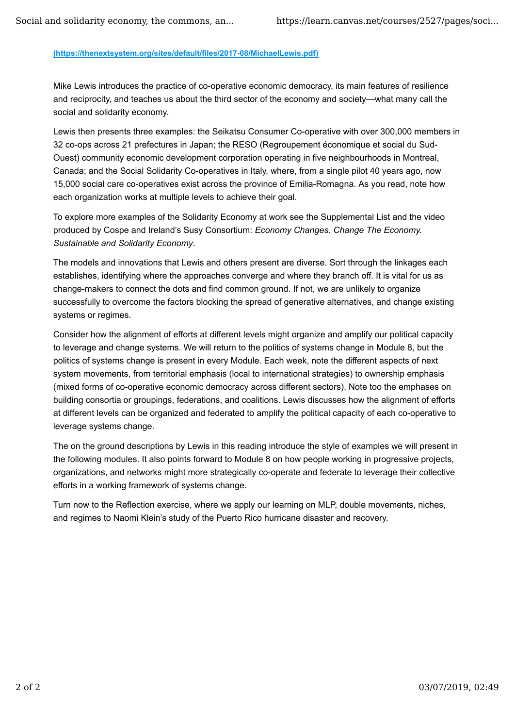[(https://thenextsystem.org/sites/default/files/2017-08/MichaelLewis.pdf)](https://thenextsystem.org/sites/default/files/2017-08/MichaelLewis.pdf)

Mike Lewis introduces the practice of co-operative economic democracy, its main features of resilience and reciprocity, and teaches us about the third sector of the economy and society—what many call the social and solidarity economy.

Lewis then presents three examples: the Seikatsu Consumer Co-operative with over 300,000 members in 32 co-ops across 21 prefectures in Japan; the RESO (Regroupement économique et social du Sud-Ouest) community economic development corporation operating in five neighbourhoods in Montreal, Canada; and the Social Solidarity Co-operatives in Italy, where, from a single pilot 40 years ago, now 15,000 social care co-operatives exist across the province of Emilia-Romagna. As you read, note how each organization works at multiple levels to achieve their goal.

To explore more examples of the Solidarity Economy at work see the Supplemental List and the video produced by Cospe and Ireland's Susy Consortium: *Economy Changes. Change The Economy. Sustainable and Solidarity Economy*.

The models and innovations that Lewis and others present are diverse. Sort through the linkages each establishes, identifying where the approaches converge and where they branch off. It is vital for us as change-makers to connect the dots and find common ground. If not, we are unlikely to organize successfully to overcome the factors blocking the spread of generative alternatives, and change existing systems or regimes.

Consider how the alignment of efforts at different levels might organize and amplify our political capacity to leverage and change systems. We will return to the politics of systems change in Module 8, but the politics of systems change is present in every Module. Each week, note the different aspects of next system movements, from territorial emphasis (local to international strategies) to ownership emphasis (mixed forms of co-operative economic democracy across different sectors). Note too the emphases on building consortia or groupings, federations, and coalitions. Lewis discusses how the alignment of efforts at different levels can be organized and federated to amplify the political capacity of each co-operative to leverage systems change.

The on the ground descriptions by Lewis in this reading introduce the style of examples we will present in the following modules. It also points forward to Module 8 on how people working in progressive projects, organizations, and networks might more strategically co-operate and federate to leverage their collective efforts in a working framework of systems change.

Turn now to the Reflection exercise, where we apply our learning on MLP, double movements, niches, and regimes to Naomi Klein's study of the Puerto Rico hurricane disaster and recovery.